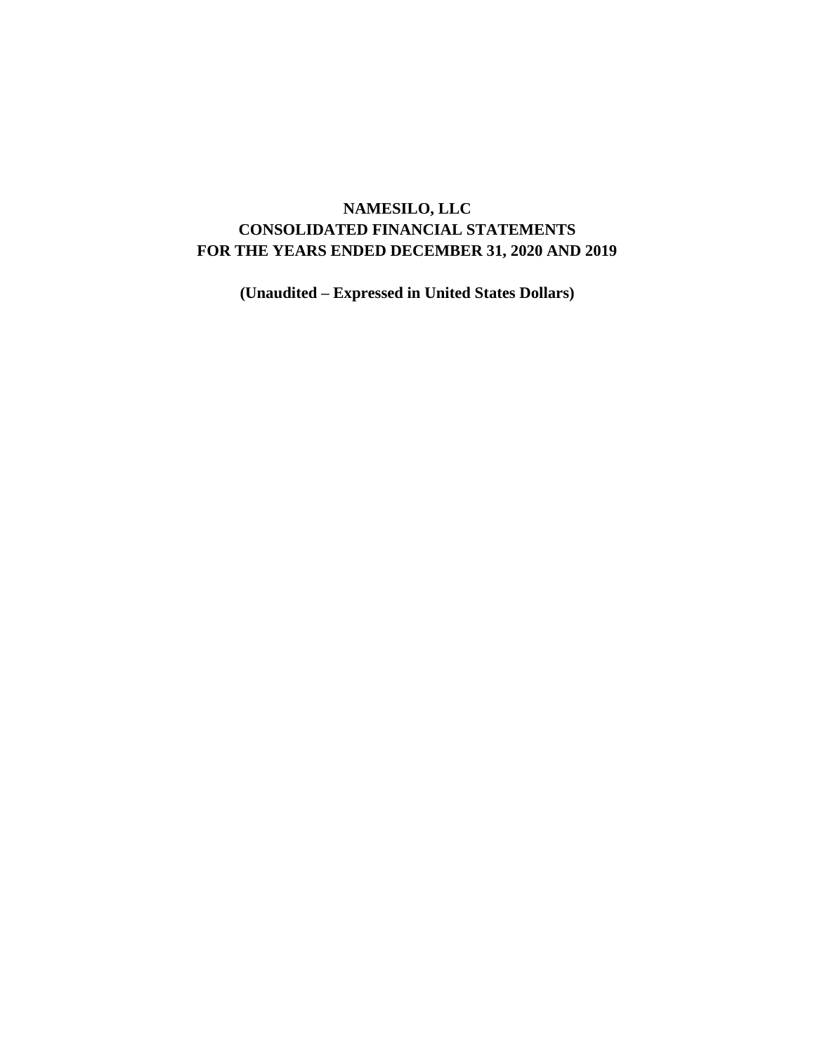# NAMESILO, LLC
# CONSOLIDATED FINANCIAL STATEMENTS
# FOR THE YEARS ENDED DECEMBER 31, 2020 AND 2019

**(Unaudited – Expressed in United States Dollars)**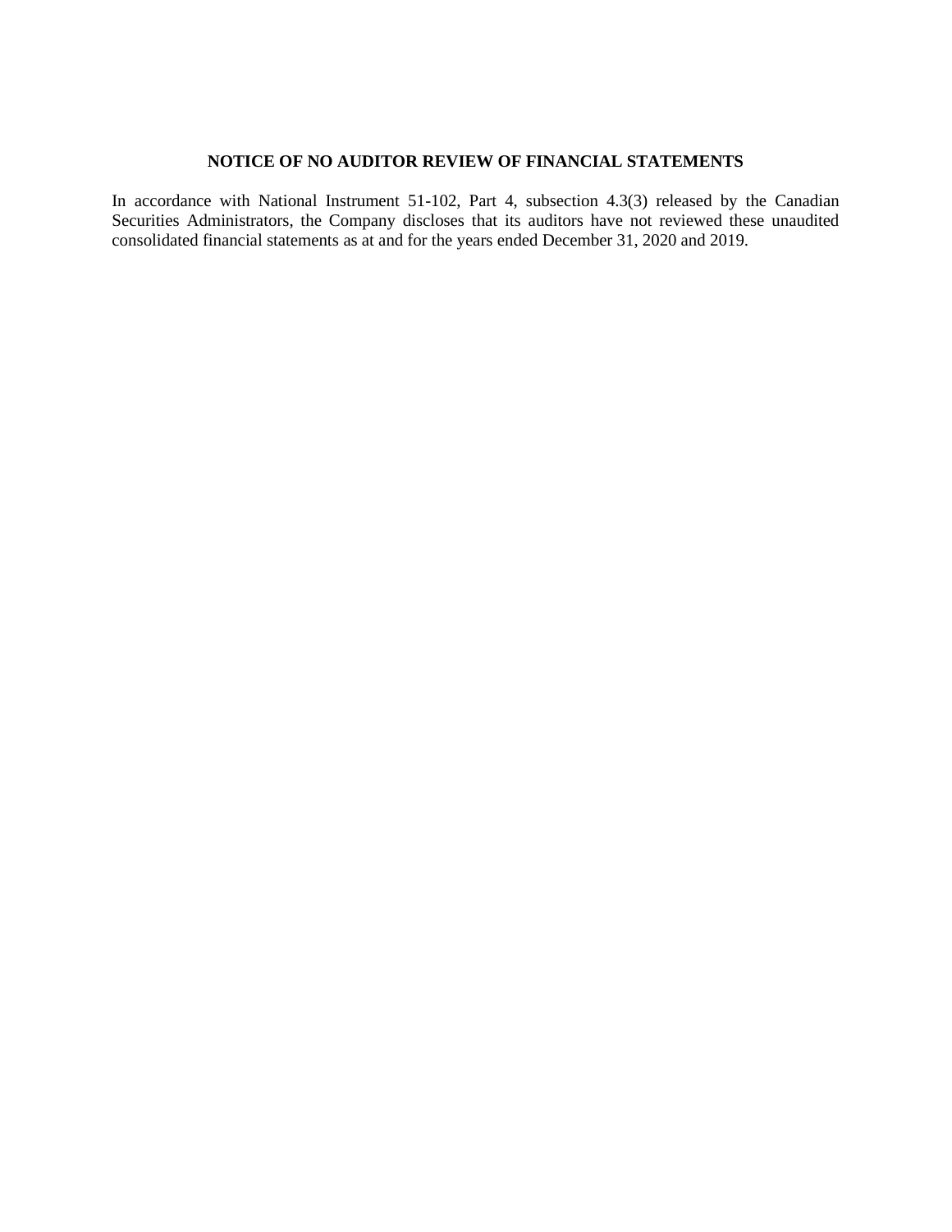## NOTICE OF NO AUDITOR REVIEW OF FINANCIAL STATEMENTS

In accordance with National Instrument 51-102, Part 4, subsection 4.3(3) released by the Canadian Securities Administrators, the Company discloses that its auditors have not reviewed these unaudited consolidated financial statements as at and for the years ended December 31, 2020 and 2019.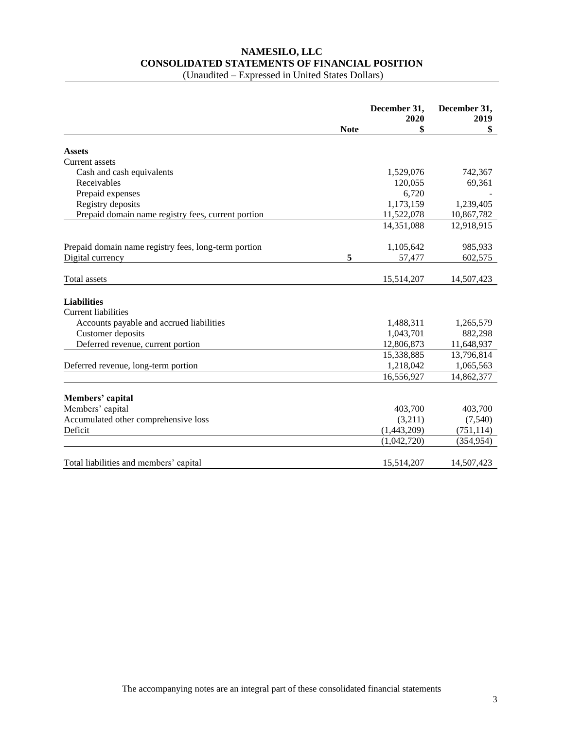# NAMESILO, LLC
## CONSOLIDATED STATEMENTS OF FINANCIAL POSITION
(Unaudited – Expressed in United States Dollars)

| | Note | December 31, 2020 $ | December 31, 2019 $ |
|---|---|---|---|
| **Assets** | | | |
| Current assets | | | |
| Cash and cash equivalents | | 1,529,076 | 742,367 |
| Receivables | | 120,055 | 69,361 |
| Prepaid expenses | | 6,720 | - |
| Registry deposits | | 1,173,159 | 1,239,405 |
| Prepaid domain name registry fees, current portion | | 11,522,078 | 10,867,782 |
| | | 14,351,088 | 12,918,915 |
| Prepaid domain name registry fees, long-term portion | | 1,105,642 | 985,933 |
| Digital currency | 5 | 57,477 | 602,575 |
| Total assets | | 15,514,207 | 14,507,423 |
| **Liabilities** | | | |
| Current liabilities | | | |
| Accounts payable and accrued liabilities | | 1,488,311 | 1,265,579 |
| Customer deposits | | 1,043,701 | 882,298 |
| Deferred revenue, current portion | | 12,806,873 | 11,648,937 |
| | | 15,338,885 | 13,796,814 |
| Deferred revenue, long-term portion | | 1,218,042 | 1,065,563 |
| | | 16,556,927 | 14,862,377 |
| **Members' capital** | | | |
| Members' capital | | 403,700 | 403,700 |
| Accumulated other comprehensive loss | | (3,211) | (7,540) |
| Deficit | | (1,443,209) | (751,114) |
| | | (1,042,720) | (354,954) |
| Total liabilities and members' capital | | 15,514,207 | 14,507,423 |

The accompanying notes are an integral part of these consolidated financial statements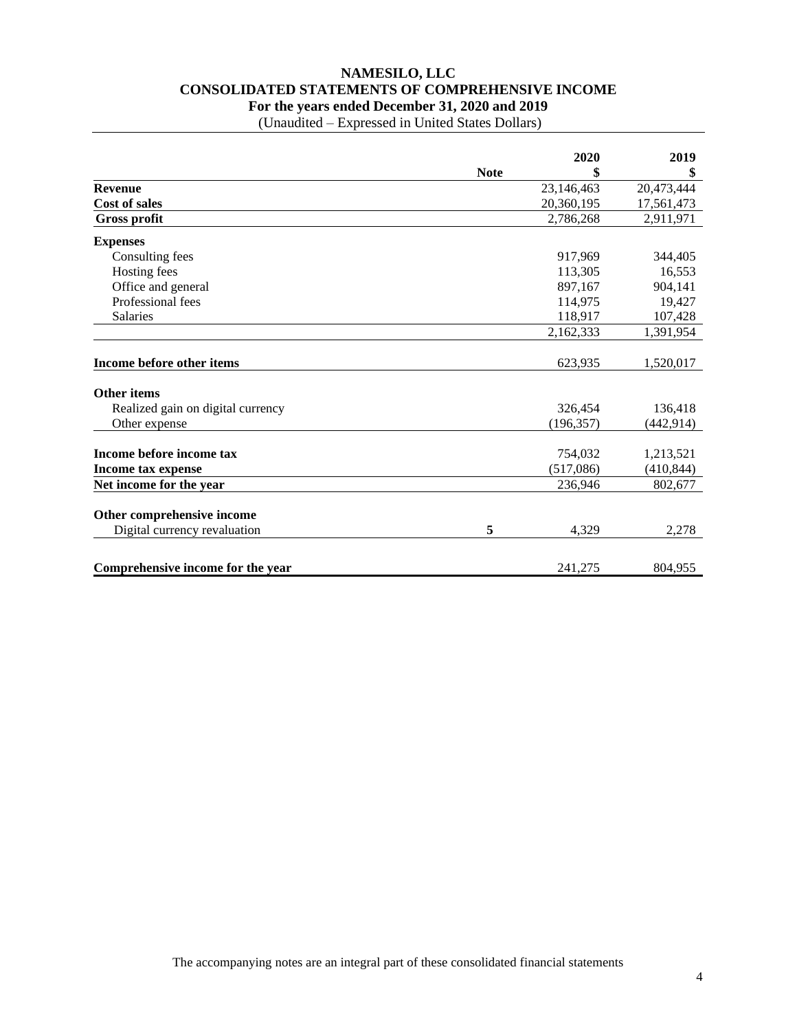# NAMESILO, LLC
## CONSOLIDATED STATEMENTS OF COMPREHENSIVE INCOME
### For the years ended December 31, 2020 and 2019
(Unaudited – Expressed in United States Dollars)

| | Note | 2020<br>$ | 2019<br>$ |
|---|---|---|---|
| **Revenue** | | 23,146,463 | 20,473,444 |
| **Cost of sales** | | 20,360,195 | 17,561,473 |
| **Gross profit** | | 2,786,268 | 2,911,971 |
| **Expenses** | | | |
| Consulting fees | | 917,969 | 344,405 |
| Hosting fees | | 113,305 | 16,553 |
| Office and general | | 897,167 | 904,141 |
| Professional fees | | 114,975 | 19,427 |
| Salaries | | 118,917 | 107,428 |
| | | 2,162,333 | 1,391,954 |
| **Income before other items** | | 623,935 | 1,520,017 |
| **Other items** | | | |
| Realized gain on digital currency | | 326,454 | 136,418 |
| Other expense | | (196,357) | (442,914) |
| **Income before income tax** | | 754,032 | 1,213,521 |
| **Income tax expense** | | (517,086) | (410,844) |
| **Net income for the year** | | 236,946 | 802,677 |
| **Other comprehensive income** | | | |
| Digital currency revaluation | 5 | 4,329 | 2,278 |
| **Comprehensive income for the year** | | 241,275 | 804,955 |

The accompanying notes are an integral part of these consolidated financial statements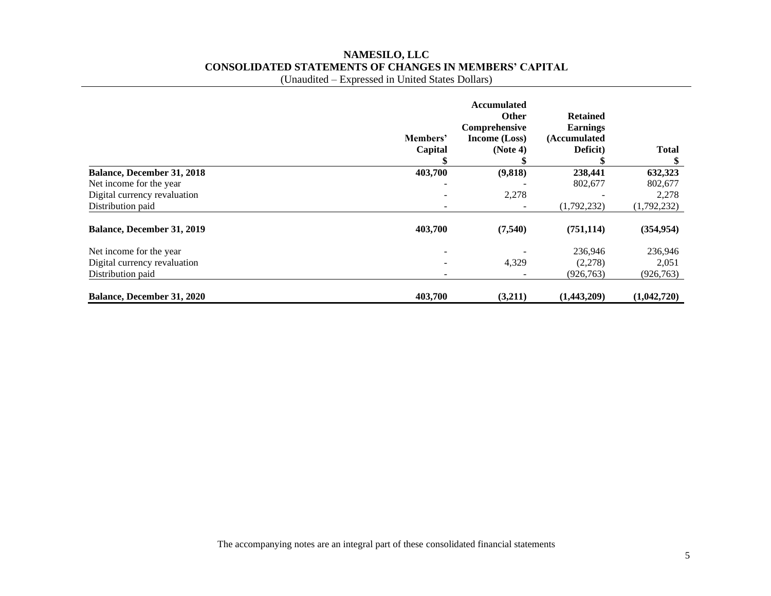# NAMESILO, LLC
## CONSOLIDATED STATEMENTS OF CHANGES IN MEMBERS' CAPITAL
(Unaudited – Expressed in United States Dollars)

| | Members' Capital $ | Accumulated Other Comprehensive Income (Loss) (Note 4) $ | Retained Earnings (Accumulated Deficit) $ | Total $ |
|---|---|---|---|---|
| **Balance, December 31, 2018** | **403,700** | **(9,818)** | **238,441** | **632,323** |
| Net income for the year | - | - | 802,677 | 802,677 |
| Digital currency revaluation | - | 2,278 | - | 2,278 |
| Distribution paid | - | - | (1,792,232) | (1,792,232) |
| **Balance, December 31, 2019** | **403,700** | **(7,540)** | **(751,114)** | **(354,954)** |
| Net income for the year | - | - | 236,946 | 236,946 |
| Digital currency revaluation | - | 4,329 | (2,278) | 2,051 |
| Distribution paid | - | - | (926,763) | (926,763) |
| **Balance, December 31, 2020** | **403,700** | **(3,211)** | **(1,443,209)** | **(1,042,720)** |

The accompanying notes are an integral part of these consolidated financial statements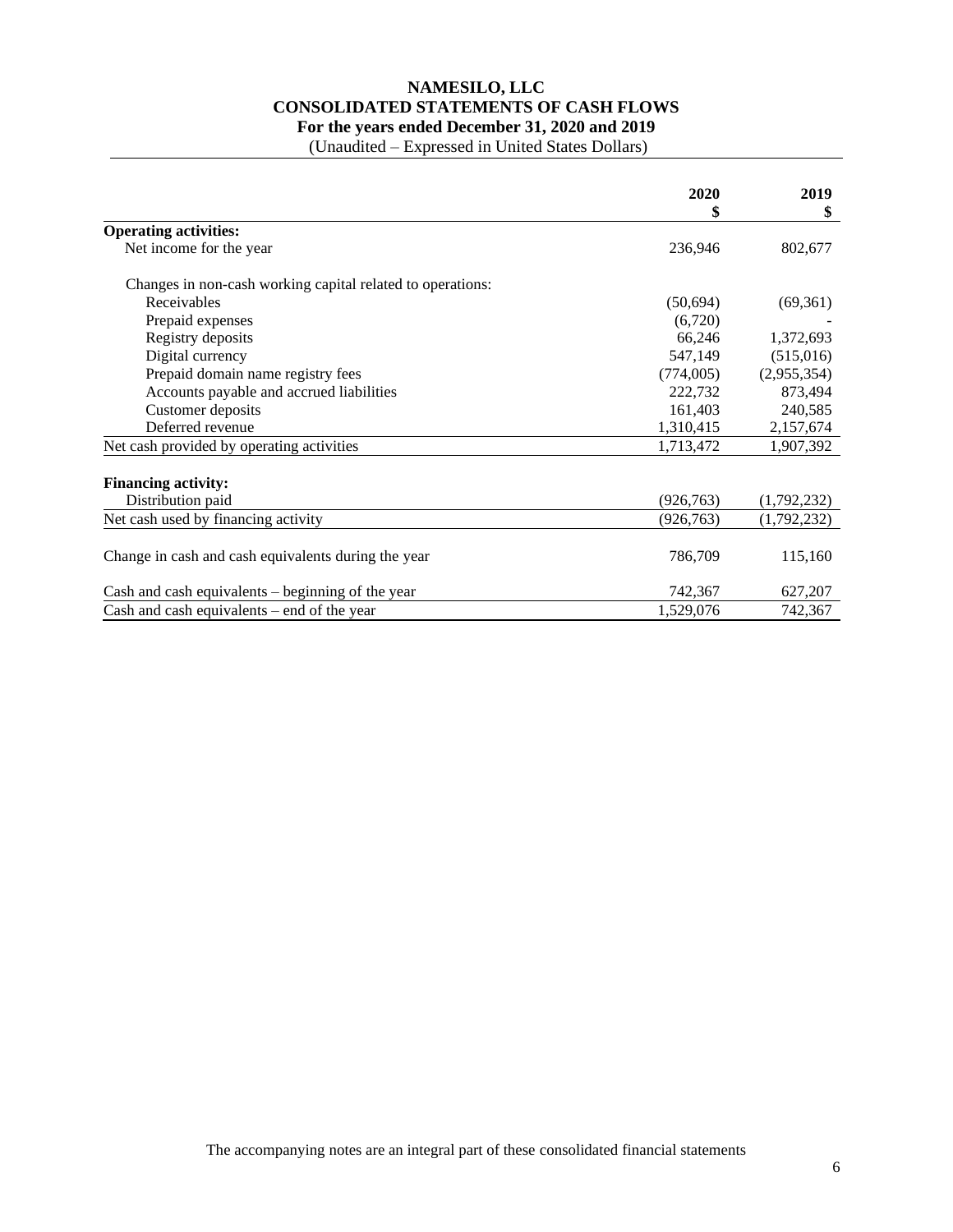# NAMESILO, LLC
## CONSOLIDATED STATEMENTS OF CASH FLOWS
### For the years ended December 31, 2020 and 2019
(Unaudited – Expressed in United States Dollars)

| | 2020<br>$ | 2019<br>$ |
|---|---|---|
| **Operating activities:** | | |
| Net income for the year | 236,946 | 802,677 |
| | | |
| Changes in non-cash working capital related to operations: | | |
| Receivables | (50,694) | (69,361) |
| Prepaid expenses | (6,720) | - |
| Registry deposits | 66,246 | 1,372,693 |
| Digital currency | 547,149 | (515,016) |
| Prepaid domain name registry fees | (774,005) | (2,955,354) |
| Accounts payable and accrued liabilities | 222,732 | 873,494 |
| Customer deposits | 161,403 | 240,585 |
| Deferred revenue | 1,310,415 | 2,157,674 |
| Net cash provided by operating activities | 1,713,472 | 1,907,392 |
| | | |
| **Financing activity:** | | |
| Distribution paid | (926,763) | (1,792,232) |
| Net cash used by financing activity | (926,763) | (1,792,232) |
| | | |
| Change in cash and cash equivalents during the year | 786,709 | 115,160 |
| | | |
| Cash and cash equivalents – beginning of the year | 742,367 | 627,207 |
| Cash and cash equivalents – end of the year | 1,529,076 | 742,367 |

The accompanying notes are an integral part of these consolidated financial statements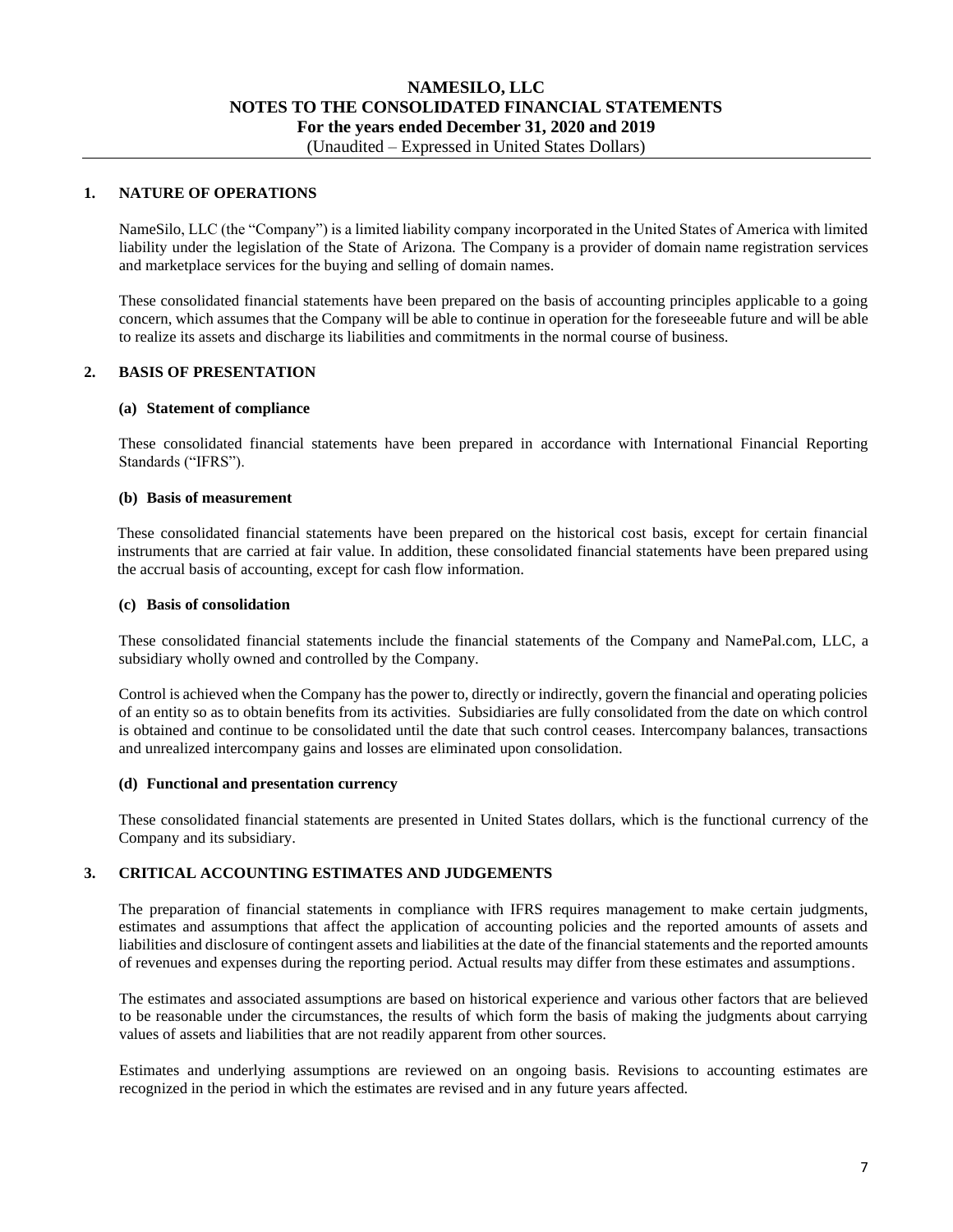# NAMESILO, LLC
## NOTES TO THE CONSOLIDATED FINANCIAL STATEMENTS
### For the years ended December 31, 2020 and 2019
(Unaudited – Expressed in United States Dollars)

## 1. NATURE OF OPERATIONS

NameSilo, LLC (the "Company") is a limited liability company incorporated in the United States of America with limited liability under the legislation of the State of Arizona. The Company is a provider of domain name registration services and marketplace services for the buying and selling of domain names.

These consolidated financial statements have been prepared on the basis of accounting principles applicable to a going concern, which assumes that the Company will be able to continue in operation for the foreseeable future and will be able to realize its assets and discharge its liabilities and commitments in the normal course of business.

## 2. BASIS OF PRESENTATION

### (a) Statement of compliance

These consolidated financial statements have been prepared in accordance with International Financial Reporting Standards ("IFRS").

### (b) Basis of measurement

These consolidated financial statements have been prepared on the historical cost basis, except for certain financial instruments that are carried at fair value. In addition, these consolidated financial statements have been prepared using the accrual basis of accounting, except for cash flow information.

### (c) Basis of consolidation

These consolidated financial statements include the financial statements of the Company and NamePal.com, LLC, a subsidiary wholly owned and controlled by the Company.

Control is achieved when the Company has the power to, directly or indirectly, govern the financial and operating policies of an entity so as to obtain benefits from its activities. Subsidiaries are fully consolidated from the date on which control is obtained and continue to be consolidated until the date that such control ceases. Intercompany balances, transactions and unrealized intercompany gains and losses are eliminated upon consolidation.

### (d) Functional and presentation currency

These consolidated financial statements are presented in United States dollars, which is the functional currency of the Company and its subsidiary.

## 3. CRITICAL ACCOUNTING ESTIMATES AND JUDGEMENTS

The preparation of financial statements in compliance with IFRS requires management to make certain judgments, estimates and assumptions that affect the application of accounting policies and the reported amounts of assets and liabilities and disclosure of contingent assets and liabilities at the date of the financial statements and the reported amounts of revenues and expenses during the reporting period. Actual results may differ from these estimates and assumptions.

The estimates and associated assumptions are based on historical experience and various other factors that are believed to be reasonable under the circumstances, the results of which form the basis of making the judgments about carrying values of assets and liabilities that are not readily apparent from other sources.

Estimates and underlying assumptions are reviewed on an ongoing basis. Revisions to accounting estimates are recognized in the period in which the estimates are revised and in any future years affected.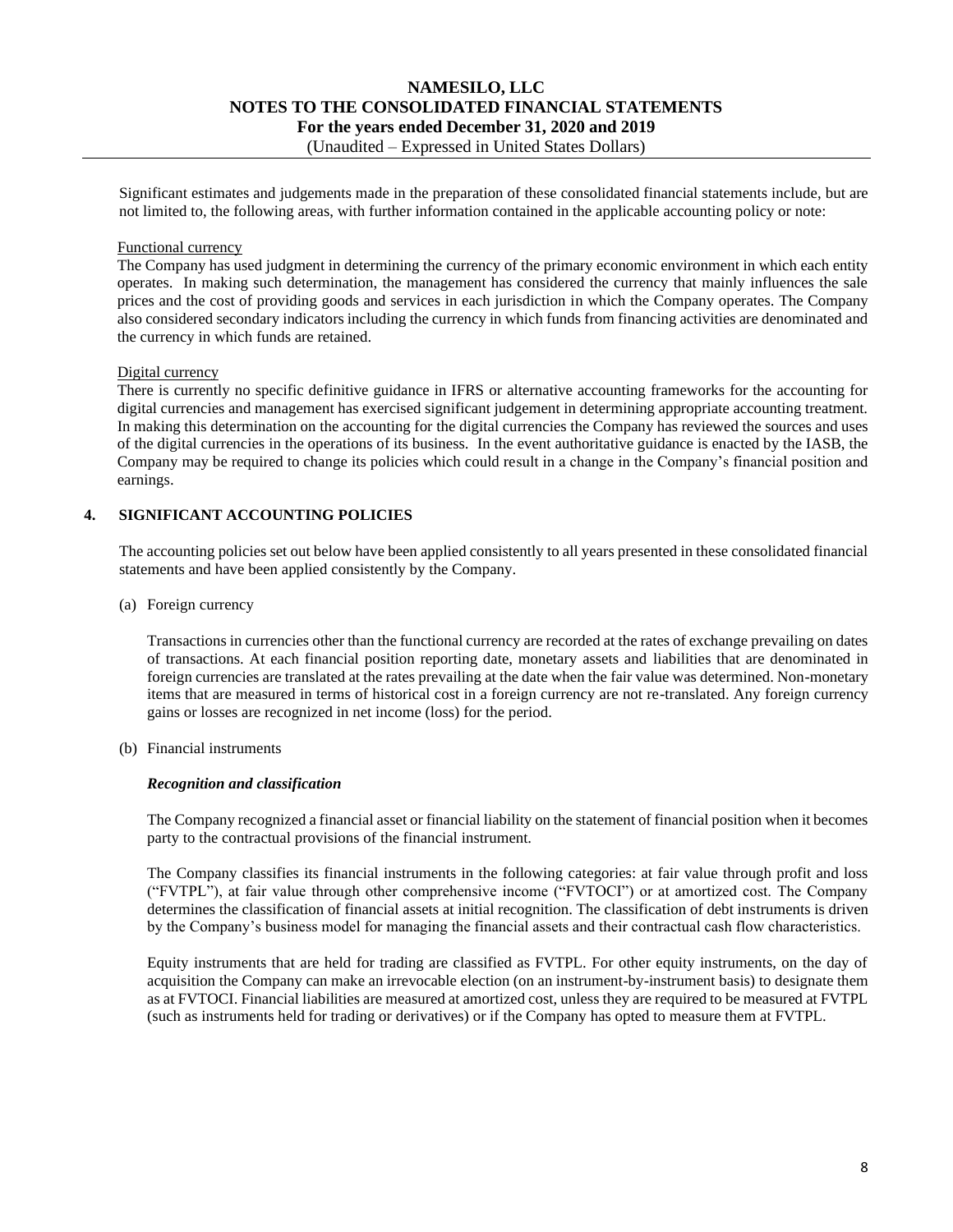Significant estimates and judgements made in the preparation of these consolidated financial statements include, but are not limited to, the following areas, with further information contained in the applicable accounting policy or note:

Functional currency

The Company has used judgment in determining the currency of the primary economic environment in which each entity operates. In making such determination, the management has considered the currency that mainly influences the sale prices and the cost of providing goods and services in each jurisdiction in which the Company operates. The Company also considered secondary indicators including the currency in which funds from financing activities are denominated and the currency in which funds are retained.

Digital currency

There is currently no specific definitive guidance in IFRS or alternative accounting frameworks for the accounting for digital currencies and management has exercised significant judgement in determining appropriate accounting treatment. In making this determination on the accounting for the digital currencies the Company has reviewed the sources and uses of the digital currencies in the operations of its business. In the event authoritative guidance is enacted by the IASB, the Company may be required to change its policies which could result in a change in the Company's financial position and earnings.

## 4. SIGNIFICANT ACCOUNTING POLICIES

The accounting policies set out below have been applied consistently to all years presented in these consolidated financial statements and have been applied consistently by the Company.

(a) Foreign currency

Transactions in currencies other than the functional currency are recorded at the rates of exchange prevailing on dates of transactions. At each financial position reporting date, monetary assets and liabilities that are denominated in foreign currencies are translated at the rates prevailing at the date when the fair value was determined. Non-monetary items that are measured in terms of historical cost in a foreign currency are not re-translated. Any foreign currency gains or losses are recognized in net income (loss) for the period.

(b) Financial instruments

***Recognition and classification***

The Company recognized a financial asset or financial liability on the statement of financial position when it becomes party to the contractual provisions of the financial instrument.

The Company classifies its financial instruments in the following categories: at fair value through profit and loss ("FVTPL"), at fair value through other comprehensive income ("FVTOCI") or at amortized cost. The Company determines the classification of financial assets at initial recognition. The classification of debt instruments is driven by the Company's business model for managing the financial assets and their contractual cash flow characteristics.

Equity instruments that are held for trading are classified as FVTPL. For other equity instruments, on the day of acquisition the Company can make an irrevocable election (on an instrument-by-instrument basis) to designate them as at FVTOCI. Financial liabilities are measured at amortized cost, unless they are required to be measured at FVTPL (such as instruments held for trading or derivatives) or if the Company has opted to measure them at FVTPL.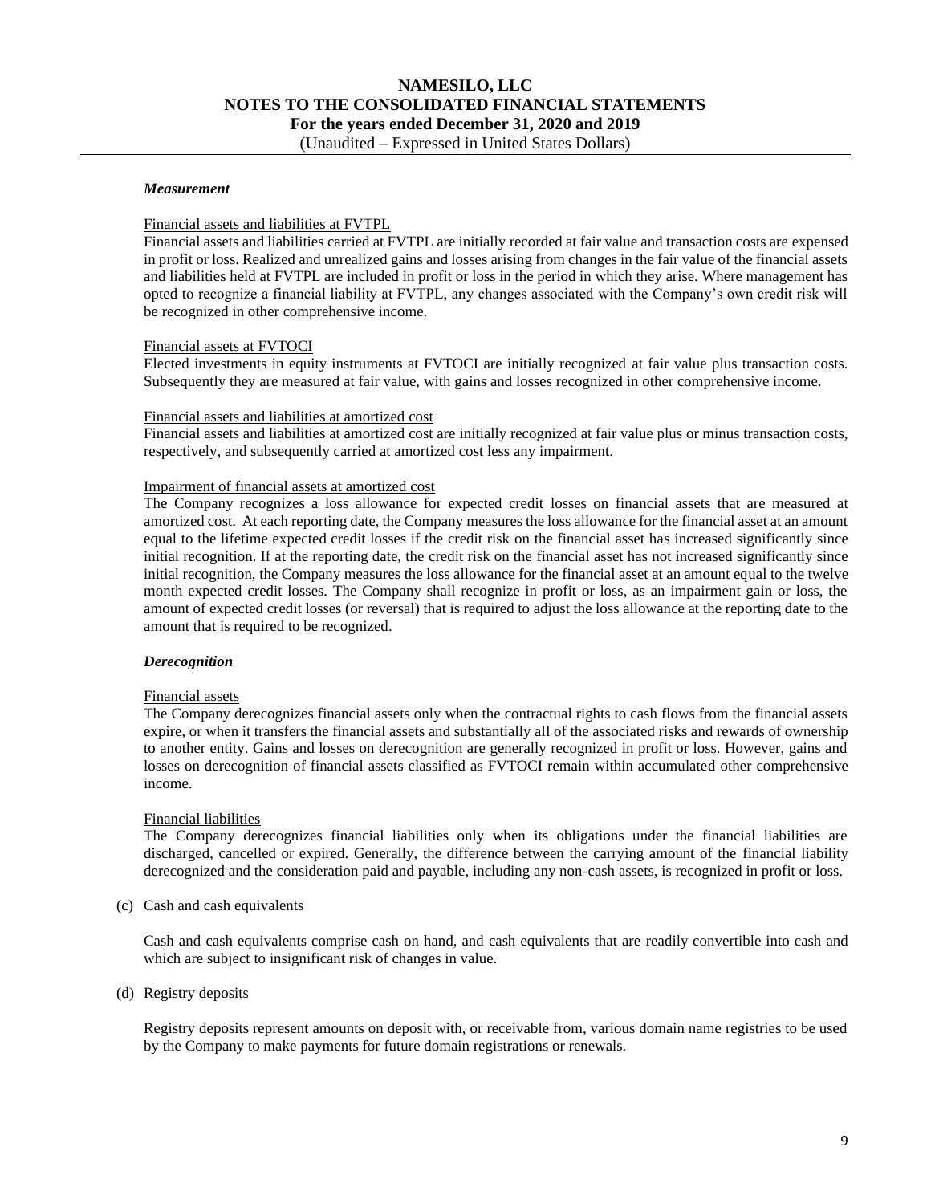***Measurement***

Financial assets and liabilities at FVTPL

Financial assets and liabilities carried at FVTPL are initially recorded at fair value and transaction costs are expensed in profit or loss. Realized and unrealized gains and losses arising from changes in the fair value of the financial assets and liabilities held at FVTPL are included in profit or loss in the period in which they arise. Where management has opted to recognize a financial liability at FVTPL, any changes associated with the Company's own credit risk will be recognized in other comprehensive income.

Financial assets at FVTOCI

Elected investments in equity instruments at FVTOCI are initially recognized at fair value plus transaction costs. Subsequently they are measured at fair value, with gains and losses recognized in other comprehensive income.

Financial assets and liabilities at amortized cost

Financial assets and liabilities at amortized cost are initially recognized at fair value plus or minus transaction costs, respectively, and subsequently carried at amortized cost less any impairment.

Impairment of financial assets at amortized cost

The Company recognizes a loss allowance for expected credit losses on financial assets that are measured at amortized cost. At each reporting date, the Company measures the loss allowance for the financial asset at an amount equal to the lifetime expected credit losses if the credit risk on the financial asset has increased significantly since initial recognition. If at the reporting date, the credit risk on the financial asset has not increased significantly since initial recognition, the Company measures the loss allowance for the financial asset at an amount equal to the twelve month expected credit losses. The Company shall recognize in profit or loss, as an impairment gain or loss, the amount of expected credit losses (or reversal) that is required to adjust the loss allowance at the reporting date to the amount that is required to be recognized.

***Derecognition***

Financial assets

The Company derecognizes financial assets only when the contractual rights to cash flows from the financial assets expire, or when it transfers the financial assets and substantially all of the associated risks and rewards of ownership to another entity. Gains and losses on derecognition are generally recognized in profit or loss. However, gains and losses on derecognition of financial assets classified as FVTOCI remain within accumulated other comprehensive income.

Financial liabilities

The Company derecognizes financial liabilities only when its obligations under the financial liabilities are discharged, cancelled or expired. Generally, the difference between the carrying amount of the financial liability derecognized and the consideration paid and payable, including any non-cash assets, is recognized in profit or loss.

(c) Cash and cash equivalents

Cash and cash equivalents comprise cash on hand, and cash equivalents that are readily convertible into cash and which are subject to insignificant risk of changes in value.

(d) Registry deposits

Registry deposits represent amounts on deposit with, or receivable from, various domain name registries to be used by the Company to make payments for future domain registrations or renewals.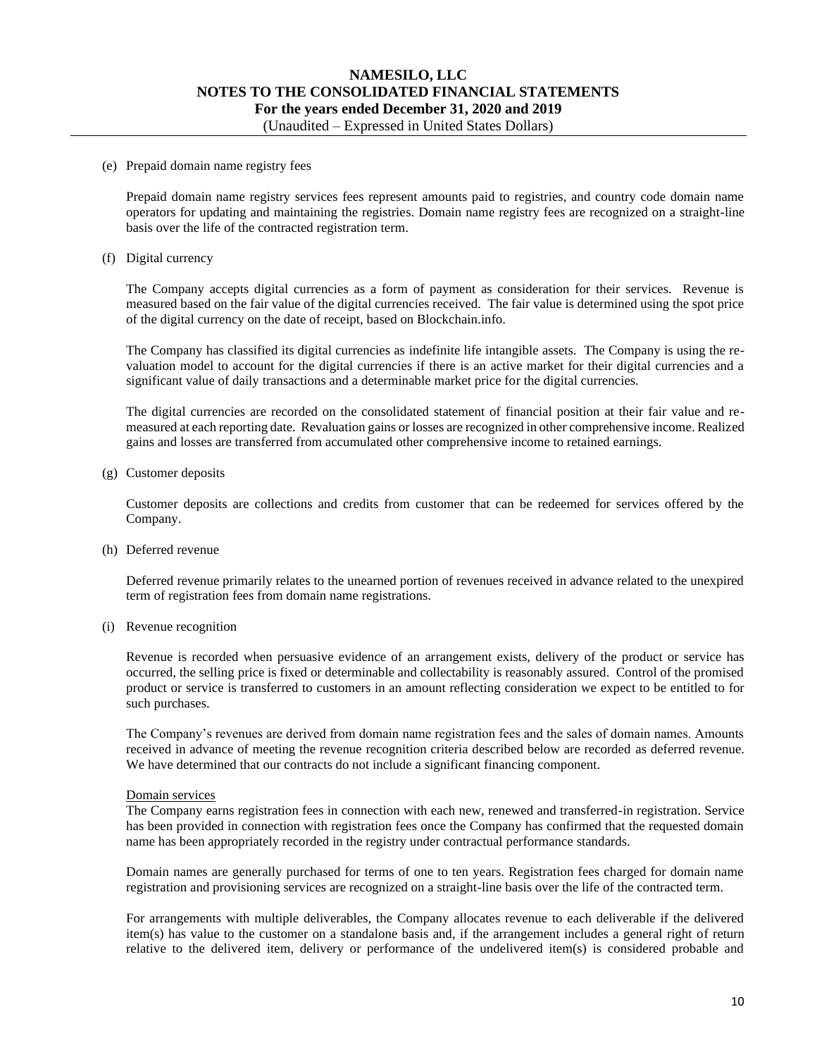(e) Prepaid domain name registry fees

Prepaid domain name registry services fees represent amounts paid to registries, and country code domain name operators for updating and maintaining the registries. Domain name registry fees are recognized on a straight-line basis over the life of the contracted registration term.

(f) Digital currency

The Company accepts digital currencies as a form of payment as consideration for their services. Revenue is measured based on the fair value of the digital currencies received. The fair value is determined using the spot price of the digital currency on the date of receipt, based on Blockchain.info.

The Company has classified its digital currencies as indefinite life intangible assets. The Company is using the re-valuation model to account for the digital currencies if there is an active market for their digital currencies and a significant value of daily transactions and a determinable market price for the digital currencies.

The digital currencies are recorded on the consolidated statement of financial position at their fair value and re-measured at each reporting date. Revaluation gains or losses are recognized in other comprehensive income. Realized gains and losses are transferred from accumulated other comprehensive income to retained earnings.

(g) Customer deposits

Customer deposits are collections and credits from customer that can be redeemed for services offered by the Company.

(h) Deferred revenue

Deferred revenue primarily relates to the unearned portion of revenues received in advance related to the unexpired term of registration fees from domain name registrations.

(i) Revenue recognition

Revenue is recorded when persuasive evidence of an arrangement exists, delivery of the product or service has occurred, the selling price is fixed or determinable and collectability is reasonably assured. Control of the promised product or service is transferred to customers in an amount reflecting consideration we expect to be entitled to for such purchases.

The Company's revenues are derived from domain name registration fees and the sales of domain names. Amounts received in advance of meeting the revenue recognition criteria described below are recorded as deferred revenue. We have determined that our contracts do not include a significant financing component.

<u>Domain services</u>

The Company earns registration fees in connection with each new, renewed and transferred-in registration. Service has been provided in connection with registration fees once the Company has confirmed that the requested domain name has been appropriately recorded in the registry under contractual performance standards.

Domain names are generally purchased for terms of one to ten years. Registration fees charged for domain name registration and provisioning services are recognized on a straight-line basis over the life of the contracted term.

For arrangements with multiple deliverables, the Company allocates revenue to each deliverable if the delivered item(s) has value to the customer on a standalone basis and, if the arrangement includes a general right of return relative to the delivered item, delivery or performance of the undelivered item(s) is considered probable and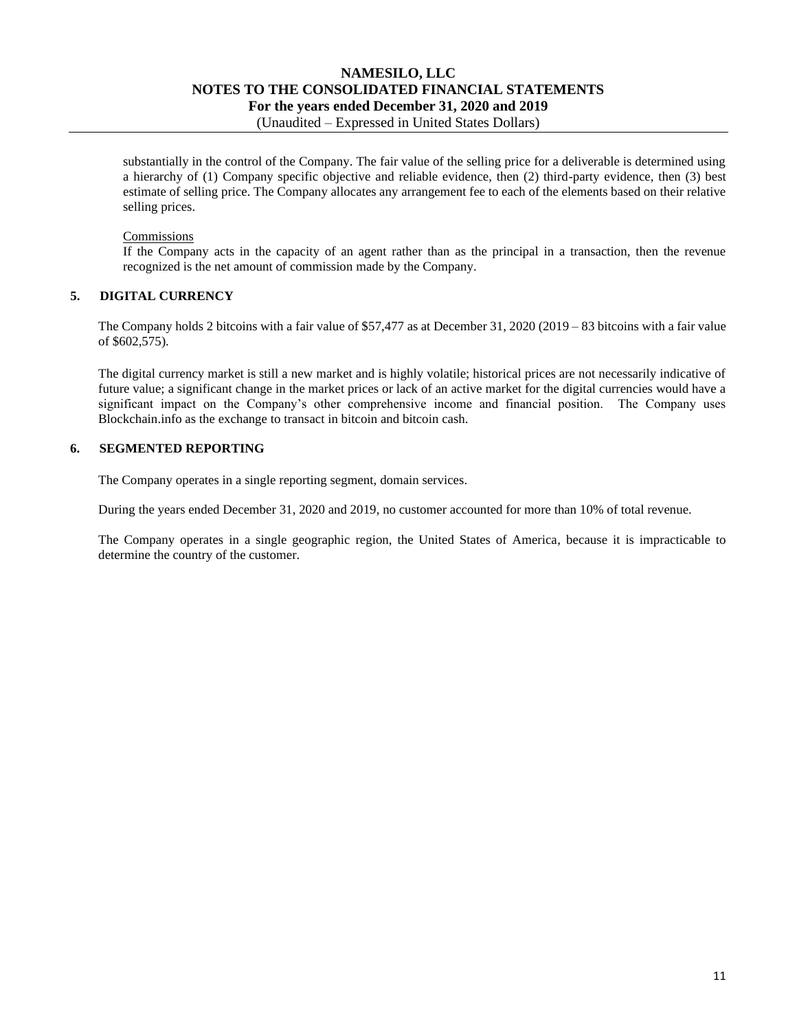substantially in the control of the Company. The fair value of the selling price for a deliverable is determined using a hierarchy of (1) Company specific objective and reliable evidence, then (2) third-party evidence, then (3) best estimate of selling price. The Company allocates any arrangement fee to each of the elements based on their relative selling prices.

Commissions

If the Company acts in the capacity of an agent rather than as the principal in a transaction, then the revenue recognized is the net amount of commission made by the Company.

## 5. DIGITAL CURRENCY

The Company holds 2 bitcoins with a fair value of $57,477 as at December 31, 2020 (2019 – 83 bitcoins with a fair value of $602,575).

The digital currency market is still a new market and is highly volatile; historical prices are not necessarily indicative of future value; a significant change in the market prices or lack of an active market for the digital currencies would have a significant impact on the Company's other comprehensive income and financial position. The Company uses Blockchain.info as the exchange to transact in bitcoin and bitcoin cash.

## 6. SEGMENTED REPORTING

The Company operates in a single reporting segment, domain services.

During the years ended December 31, 2020 and 2019, no customer accounted for more than 10% of total revenue.

The Company operates in a single geographic region, the United States of America, because it is impracticable to determine the country of the customer.